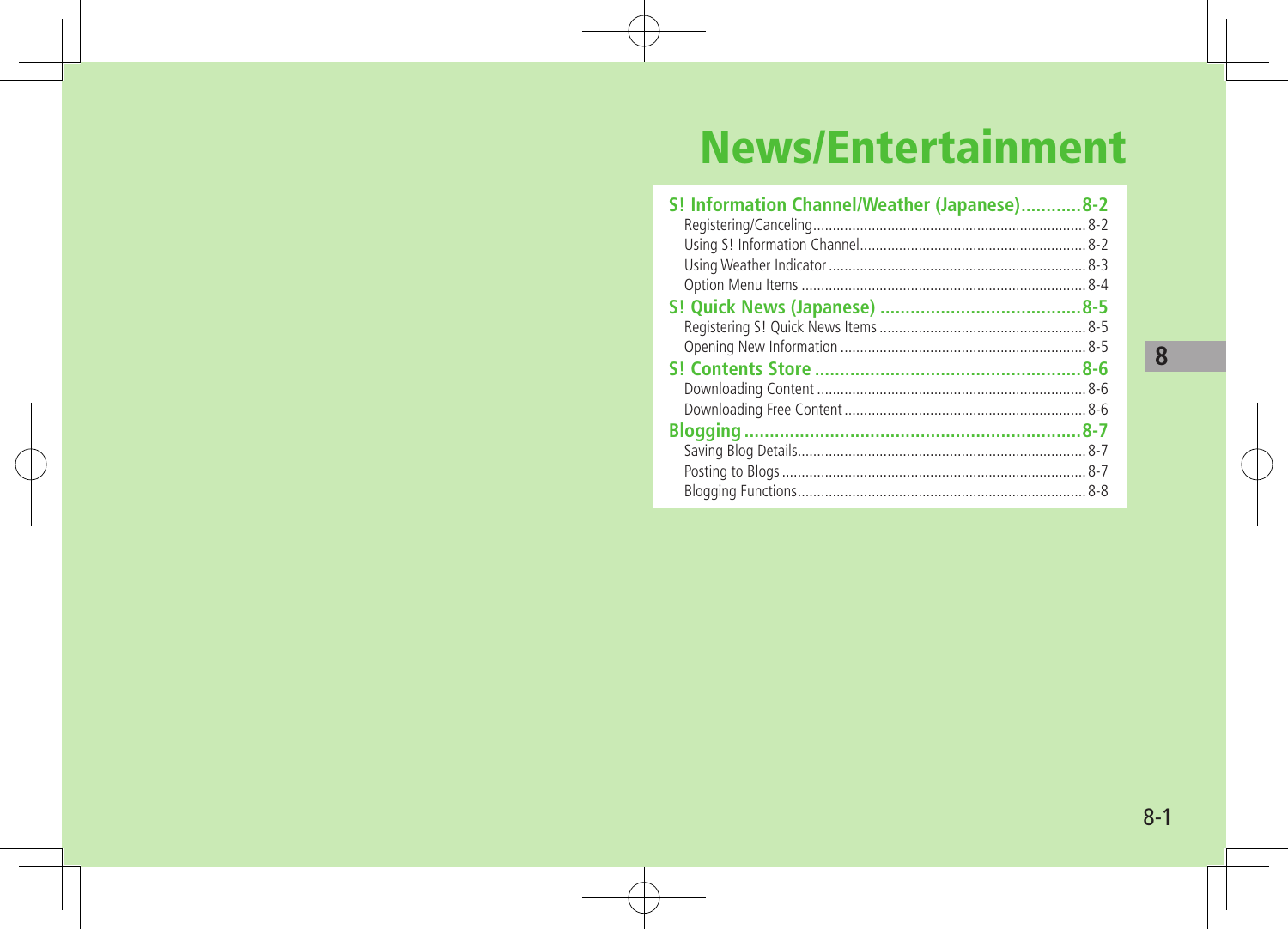# News/Entertainment

**S! Information Channel/Weather (Japanese)............8-2**

- Registering/Canceling........................................................................8-2
- Using S! Information Channel..........................................................8-2
- Using Weather Indicator..................................................................8-3
- Option Menu Items..........................................................................8-4

**S! Quick News (Japanese) ........................................8-5**

- Registering S! Quick News Items.....................................................8-5
- Opening New Information...............................................................8-5

**S! Contents Store .....................................................8-6**

- Downloading Content......................................................................8-6
- Downloading Free Content..............................................................8-6

**Blogging ....................................................................8-7**

- Saving Blog Details..........................................................................8-7
- Posting to Blogs...............................................................................8-7
- Blogging Functions..........................................................................8-8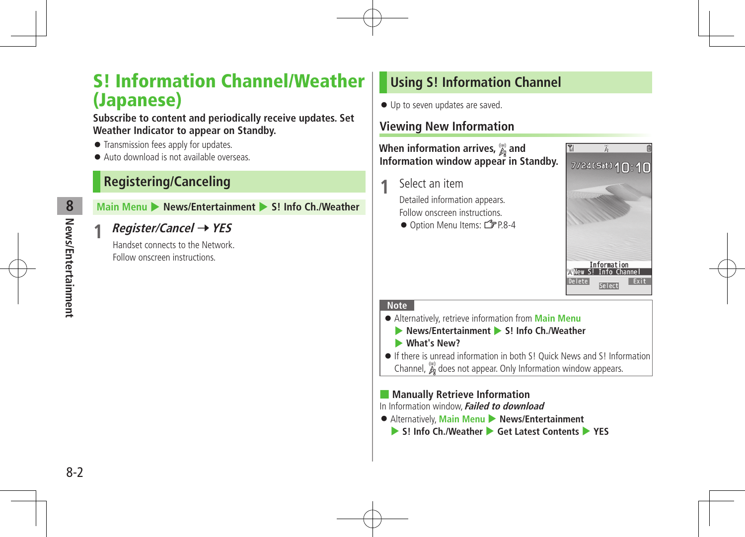# S! Information Channel/Weather (Japanese)

**Subscribe to content and periodically receive updates. Set Weather Indicator to appear on Standby.**

- Transmission fees apply for updates.
- Auto download is not available overseas.

## Registering/Canceling

**Main Menu ▶ News/Entertainment ▶ S! Info Ch./Weather**

**1** ***Register/Cancel*** **→** ***YES***

Handset connects to the Network.
Follow onscreen instructions.

## Using S! Information Channel

- Up to seven updates are saved.

### Viewing New Information

**When information arrives, and Information window appear in Standby.**

**1** Select an item

Detailed information appears.
Follow onscreen instructions.

- Option Menu Items: ☞P.8-4

**Note**

- Alternatively, retrieve information from **Main Menu ▶ News/Entertainment ▶ S! Info Ch./Weather ▶ What's New?**
- If there is unread information in both S! Quick News and S! Information Channel, does not appear. Only Information window appears.

**■ Manually Retrieve Information**

In Information window, ***Failed to download***

- Alternatively, **Main Menu ▶ News/Entertainment ▶ S! Info Ch./Weather ▶ Get Latest Contents ▶ YES**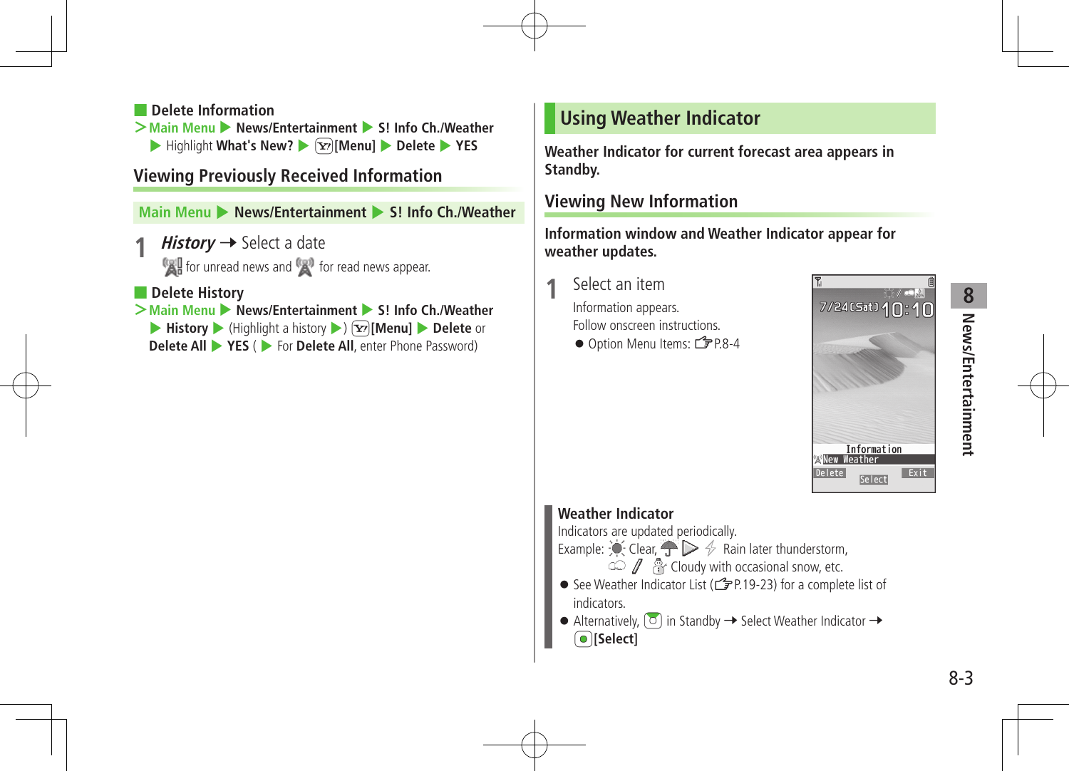■ **Delete Information**

> Main Menu ▶ **News/Entertainment** ▶ **S! Info Ch./Weather** ▶ Highlight **What's New?** ▶ [Menu] ▶ **Delete** ▶ **YES**

## Viewing Previously Received Information

Main Menu ▶ News/Entertainment ▶ S! Info Ch./Weather

**1** ***History*** → Select a date

for unread news and for read news appear.

■ **Delete History**

> Main Menu ▶ **News/Entertainment** ▶ **S! Info Ch./Weather** ▶ **History** ▶ (Highlight a history ▶) **[Menu]** ▶ **Delete** or **Delete All** ▶ **YES** ( ▶ For **Delete All**, enter Phone Password)

## Using Weather Indicator

**Weather Indicator for current forecast area appears in Standby.**

### Viewing New Information

**Information window and Weather Indicator appear for weather updates.**

**1** Select an item

Information appears.

Follow onscreen instructions.

- Option Menu Items: ☞P.8-4

**Weather Indicator**

Indicators are updated periodically.

Example: Clear, Rain later thunderstorm, Cloudy with occasional snow, etc.

- See Weather Indicator List (☞P.19-23) for a complete list of indicators.
- Alternatively, in Standby → Select Weather Indicator → **[Select]**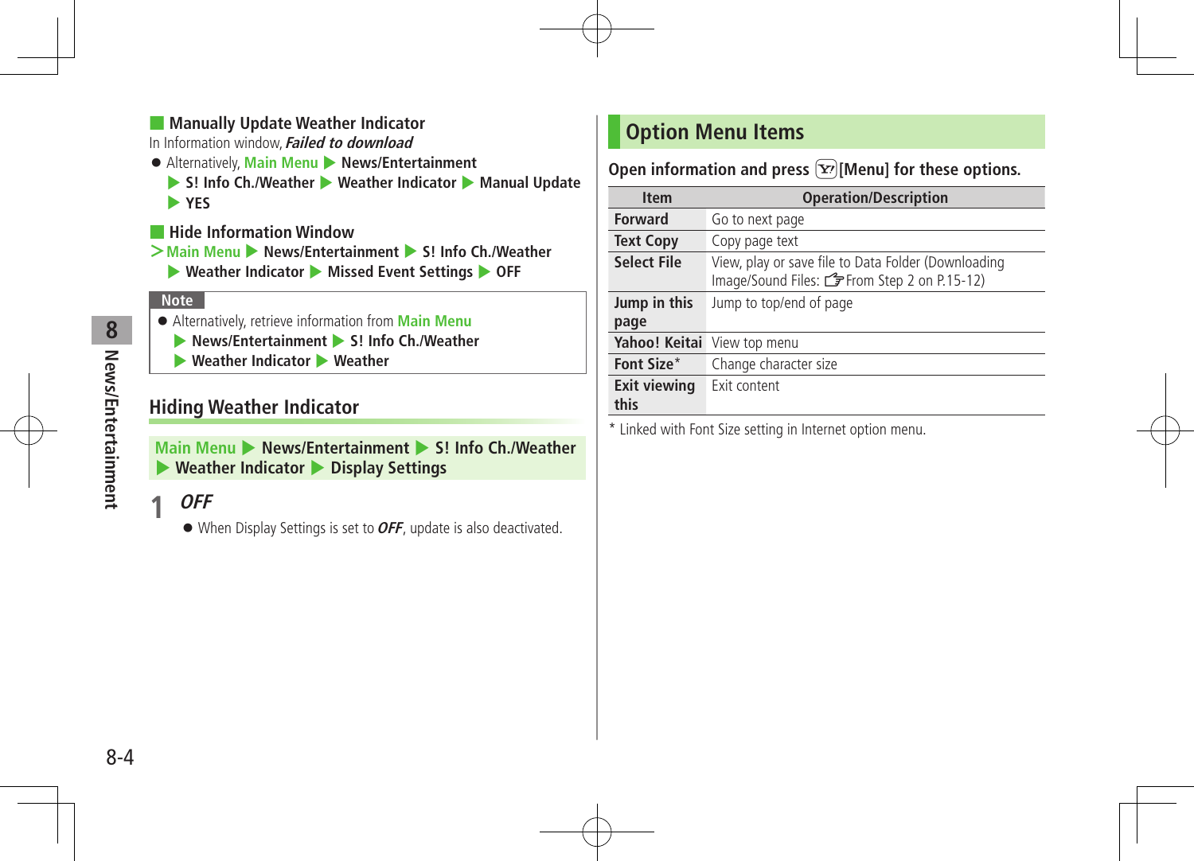### Manually Update Weather Indicator

In Information window, ***Failed to download***

- Alternatively, **Main Menu ▶ News/Entertainment ▶ S! Info Ch./Weather ▶ Weather Indicator ▶ Manual Update ▶ YES**

### Hide Information Window

> **Main Menu ▶ News/Entertainment ▶ S! Info Ch./Weather ▶ Weather Indicator ▶ Missed Event Settings ▶ OFF**

**Note**

- Alternatively, retrieve information from **Main Menu ▶ News/Entertainment ▶ S! Info Ch./Weather ▶ Weather Indicator ▶ Weather**

## Hiding Weather Indicator

**Main Menu ▶ News/Entertainment ▶ S! Info Ch./Weather ▶ Weather Indicator ▶ Display Settings**

**1** ***OFF***

- When Display Settings is set to ***OFF***, update is also deactivated.

## Option Menu Items

**Open information and press [Y!][Menu] for these options.**

| Item | Operation/Description |
|---|---|
| **Forward** | Go to next page |
| **Text Copy** | Copy page text |
| **Select File** | View, play or save file to Data Folder (Downloading Image/Sound Files: ☞From Step 2 on P.15-12) |
| **Jump in this page** | Jump to top/end of page |
| **Yahoo! Keitai** | View top menu |
| **Font Size*** | Change character size |
| **Exit viewing this** | Exit content |

* Linked with Font Size setting in Internet option menu.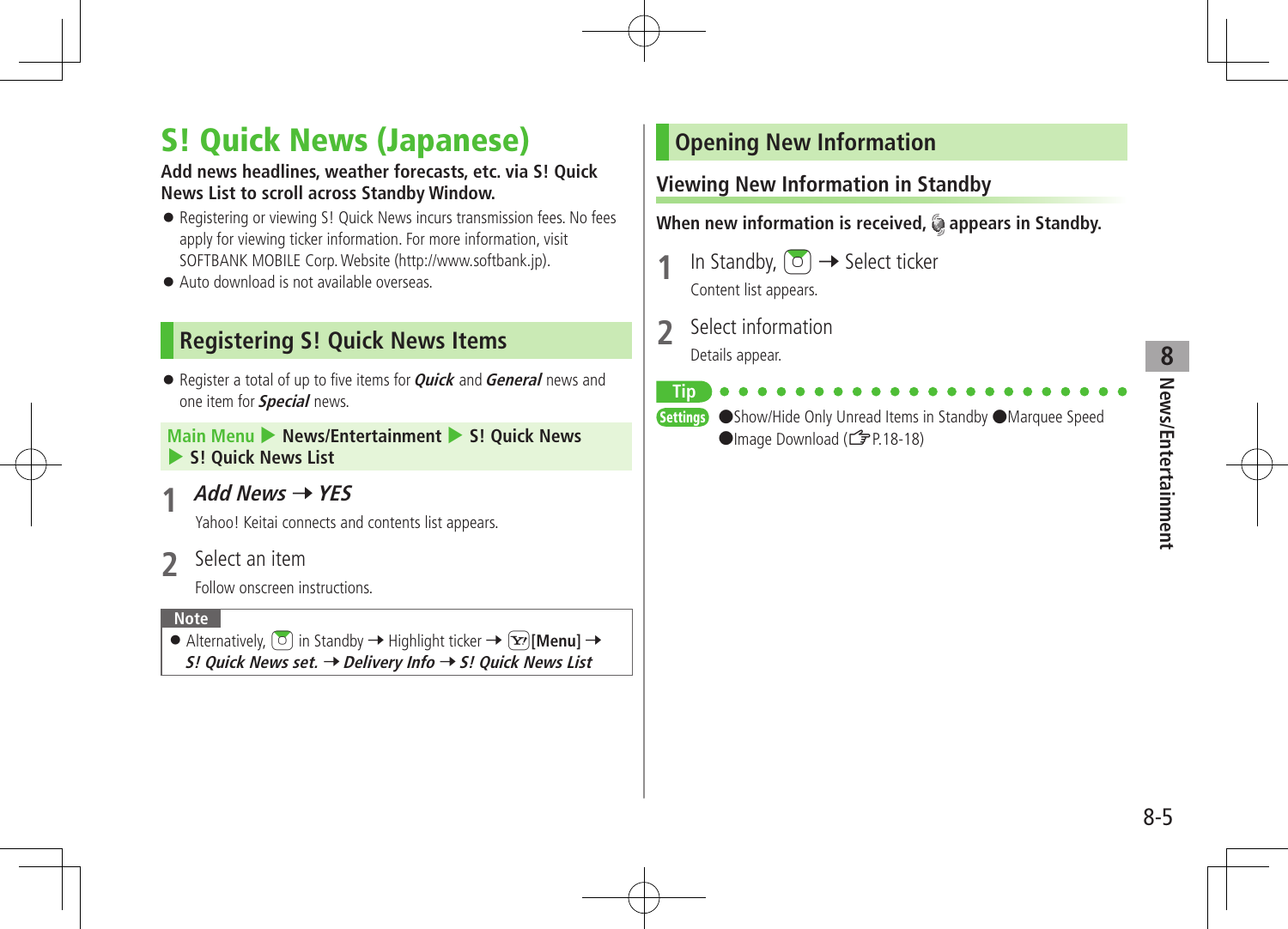# S! Quick News (Japanese)

**Add news headlines, weather forecasts, etc. via S! Quick News List to scroll across Standby Window.**

- Registering or viewing S! Quick News incurs transmission fees. No fees apply for viewing ticker information. For more information, visit SOFTBANK MOBILE Corp. Website (http://www.softbank.jp).
- Auto download is not available overseas.

## Registering S! Quick News Items

- Register a total of up to five items for ***Quick*** and ***General*** news and one item for ***Special*** news.

**Main Menu ▶ News/Entertainment ▶ S! Quick News ▶ S! Quick News List**

**1** ***Add News*** → ***YES***

Yahoo! Keitai connects and contents list appears.

**2** Select an item

Follow onscreen instructions.

**Note**

- Alternatively, [◎] in Standby → Highlight ticker → [Y!]**[Menu]** → ***S! Quick News set.*** → ***Delivery Info*** → ***S! Quick News List***

## Opening New Information

### Viewing New Information in Standby

**When new information is received, [icon] appears in Standby.**

**1** In Standby, [◎] → Select ticker

Content list appears.

**2** Select information

Details appear.

**Tip**

**Settings** ●Show/Hide Only Unread Items in Standby ●Marquee Speed ●Image Download (☞P.18-18)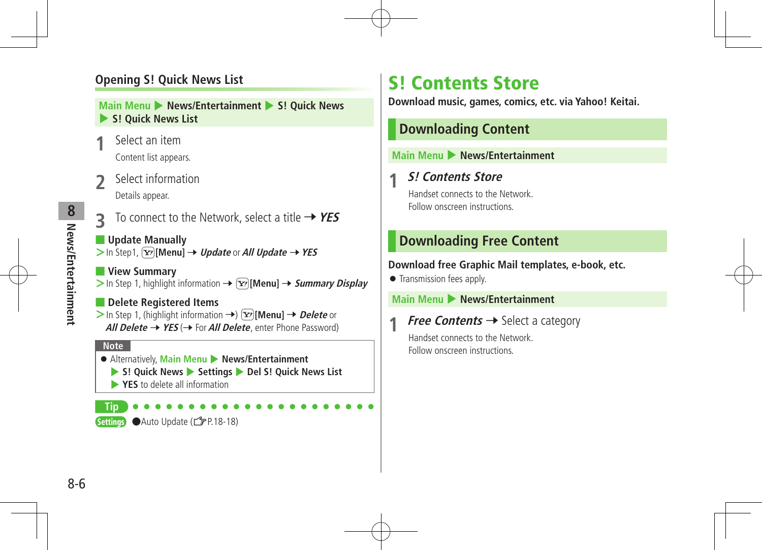## Opening S! Quick News List

Main Menu ▶ **News/Entertainment** ▶ **S! Quick News** ▶ **S! Quick News List**

1. Select an item

   Content list appears.

2. Select information

   Details appear.

3. To connect to the Network, select a title → ***YES***

### Update Manually

> In Step1, [Y!] **[Menu]** → ***Update*** or ***All Update*** → ***YES***

### View Summary

> In Step 1, highlight information → [Y!] **[Menu]** → ***Summary Display***

### Delete Registered Items

> In Step 1, (highlight information →) [Y!] **[Menu]** → ***Delete*** or ***All Delete*** → ***YES*** (→ For ***All Delete***, enter Phone Password)

**Note**

- Alternatively, Main Menu ▶ **News/Entertainment** ▶ **S! Quick News** ▶ **Settings** ▶ **Del S! Quick News List** ▶ **YES** to delete all information

**Tip**

**Settings** ●Auto Update (☞P.18-18)

# S! Contents Store

**Download music, games, comics, etc. via Yahoo! Keitai.**

## Downloading Content

Main Menu ▶ **News/Entertainment**

1. ***S! Contents Store***

   Handset connects to the Network.
   Follow onscreen instructions.

## Downloading Free Content

**Download free Graphic Mail templates, e-book, etc.**

- Transmission fees apply.

Main Menu ▶ **News/Entertainment**

1. ***Free Contents*** → Select a category

   Handset connects to the Network.
   Follow onscreen instructions.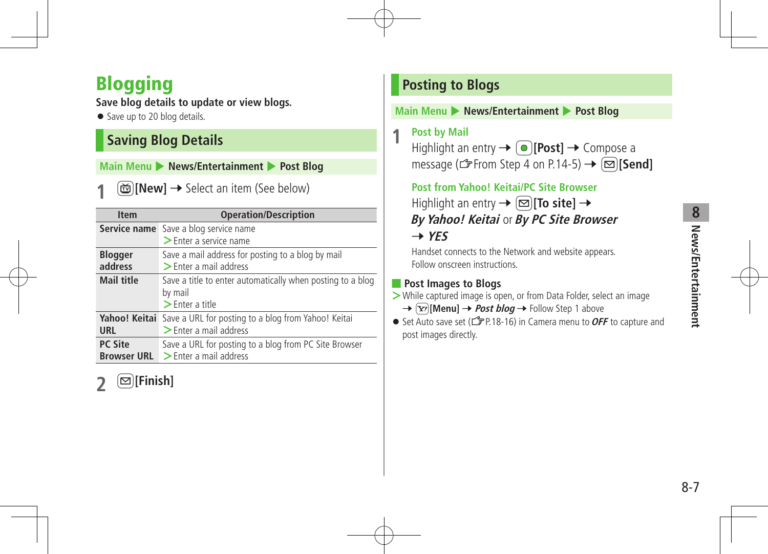# Blogging

**Save blog details to update or view blogs.**

- Save up to 20 blog details.

## Saving Blog Details

Main Menu ▶ **News/Entertainment** ▶ **Post Blog**

**1** **[New]** → Select an item (See below)

| Item | Operation/Description |
|---|---|
| **Service name** | Save a blog service name<br>> Enter a service name |
| **Blogger address** | Save a mail address for posting to a blog by mail<br>> Enter a mail address |
| **Mail title** | Save a title to enter automatically when posting to a blog by mail<br>> Enter a title |
| **Yahoo! Keitai URL** | Save a URL for posting to a blog from Yahoo! Keitai<br>> Enter a mail address |
| **PC Site Browser URL** | Save a URL for posting to a blog from PC Site Browser<br>> Enter a mail address |

**2** **[Finish]**

## Posting to Blogs

Main Menu ▶ **News/Entertainment** ▶ **Post Blog**

**1** **Post by Mail**

Highlight an entry → **[Post]** → Compose a message (☞From Step 4 on P.14-5) → **[Send]**

**Post from Yahoo! Keitai/PC Site Browser**

Highlight an entry → **[To site]** → ***By Yahoo! Keitai*** or ***By PC Site Browser*** → ***YES***

Handset connects to the Network and website appears. Follow onscreen instructions.

### Post Images to Blogs

> While captured image is open, or from Data Folder, select an image → **[Menu]** → ***Post blog*** → Follow Step 1 above

- Set Auto save set (☞P.18-16) in Camera menu to ***OFF*** to capture and post images directly.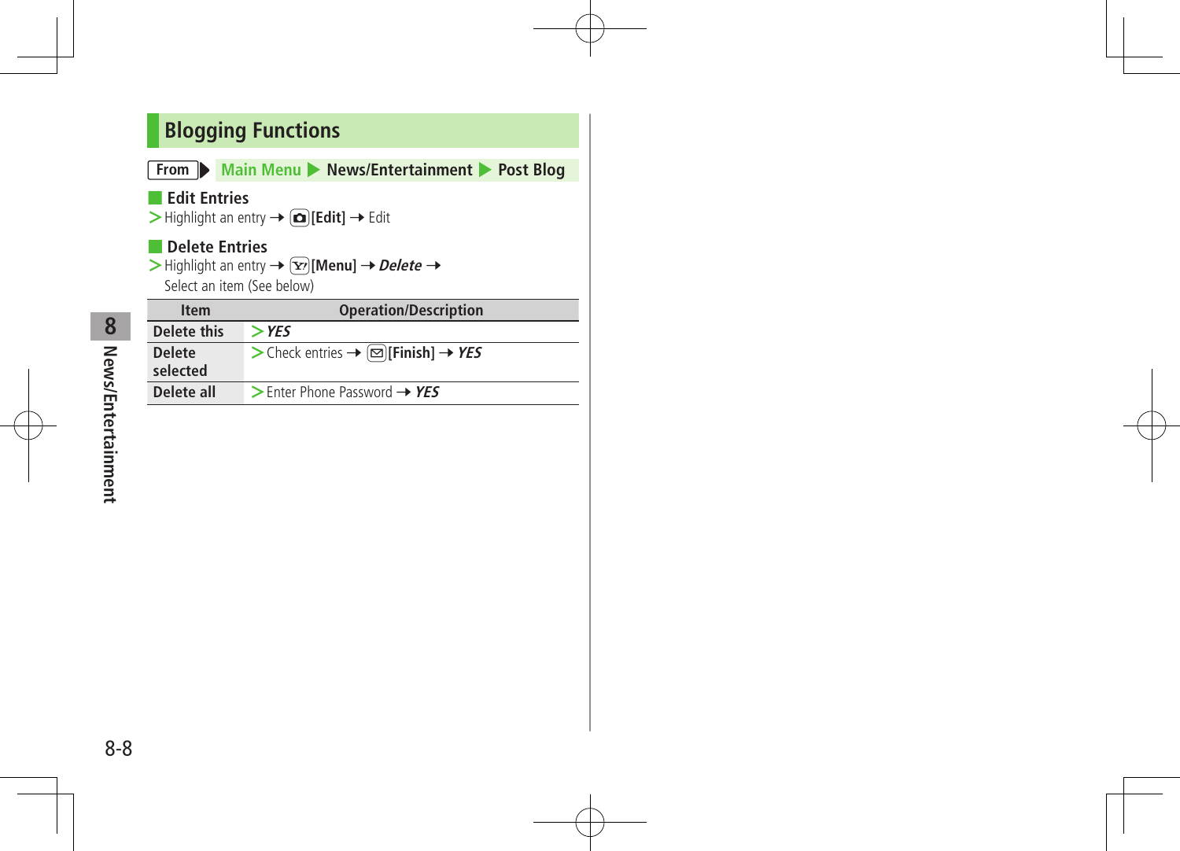## Blogging Functions

From ▶ Main Menu ▶ News/Entertainment ▶ Post Blog

### Edit Entries

> Highlight an entry → [Edit] → Edit

### Delete Entries

> Highlight an entry → [Menu] → ***Delete*** →
Select an item (See below)

| Item | Operation/Description |
|---|---|
| **Delete this** | > ***YES*** |
| **Delete selected** | > Check entries → [Finish] → ***YES*** |
| **Delete all** | > Enter Phone Password → ***YES*** |